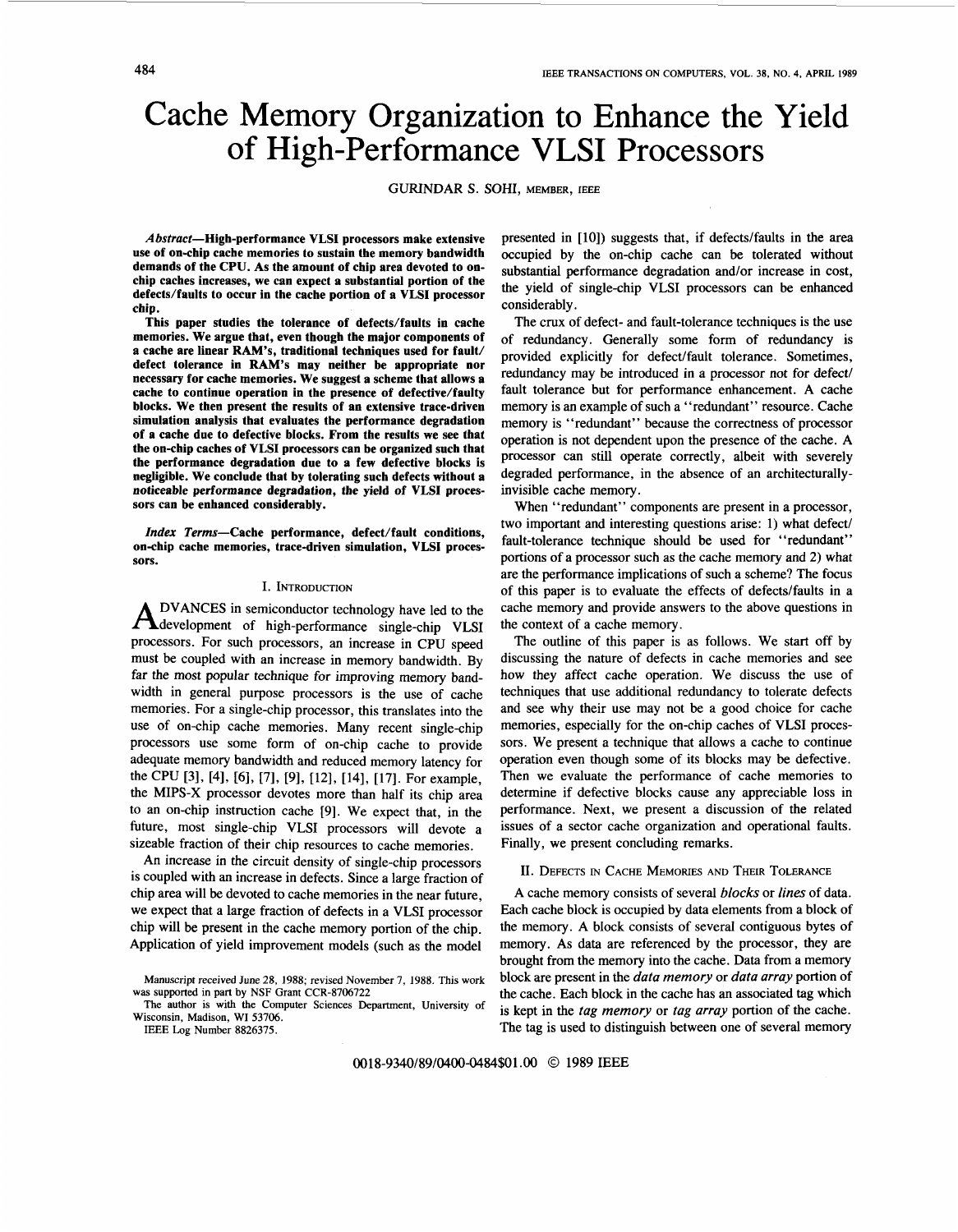# Cache Memory Organization to Enhance the Yield of High-Performance VLSI Processors

GURINDAR S. SOHI, MEMBER, IEEE

***Abstract*—High-performance VLSI processors make extensive use of on-chip cache memories to sustain the memory bandwidth demands of the CPU. As the amount of chip area devoted to on-chip caches increases, we can expect a substantial portion of the defects/faults to occur in the cache portion of a VLSI processor chip.**

**This paper studies the tolerance of defects/faults in cache memories. We argue that, even though the major components of a cache are linear RAM's, traditional techniques used for fault/defect tolerance in RAM's may neither be appropriate nor necessary for cache memories. We suggest a scheme that allows a cache to continue operation in the presence of defective/faulty blocks. We then present the results of an extensive trace-driven simulation analysis that evaluates the performance degradation of a cache due to defective blocks. From the results we see that the on-chip caches of VLSI processors can be organized such that the performance degradation due to a few defective blocks is negligible. We conclude that by tolerating such defects without a noticeable *performance degradation*, the yield of VLSI processors can be enhanced considerably.**

***Index Terms*—Cache performance, defect/fault conditions, on-chip cache memories, trace-driven simulation, VLSI processors.**

## I. Introduction

ADVANCES in semiconductor technology have led to the development of high-performance single-chip VLSI processors. For such processors, an increase in CPU speed must be coupled with an increase in memory bandwidth. By far the most popular technique for improving memory bandwidth in general purpose processors is the use of cache memories. For a single-chip processor, this translates into the use of on-chip cache memories. Many recent single-chip processors use some form of on-chip cache to provide adequate memory bandwidth and reduced memory latency for the CPU [3], [4], [6], [7], [9], [12], [14], [17]. For example, the MIPS-X processor devotes more than half its chip area to an on-chip instruction cache [9]. We expect that, in the future, most single-chip VLSI processors will devote a sizeable fraction of their chip resources to cache memories.

An increase in the circuit density of single-chip processors is coupled with an increase in defects. Since a large fraction of chip area will be devoted to cache memories in the near future, we expect that a large fraction of defects in a VLSI processor chip will be present in the cache memory portion of the chip. Application of yield improvement models (such as the model presented in [10]) suggests that, if defects/faults in the area occupied by the on-chip cache can be tolerated without substantial performance degradation and/or increase in cost, the yield of single-chip VLSI processors can be enhanced considerably.

The crux of defect- and fault-tolerance techniques is the use of redundancy. Generally some form of redundancy is provided explicitly for defect/fault tolerance. Sometimes, redundancy may be introduced in a processor not for defect/fault tolerance but for performance enhancement. A cache memory is an example of such a "redundant" resource. Cache memory is "redundant" because the correctness of processor operation is not dependent upon the presence of the cache. A processor can still operate correctly, albeit with severely degraded performance, in the absence of an architecturally-invisible cache memory.

When "redundant" components are present in a processor, two important and interesting questions arise: 1) what defect/fault-tolerance technique should be used for "redundant" portions of a processor such as the cache memory and 2) what are the performance implications of such a scheme? The focus of this paper is to evaluate the effects of defects/faults in a cache memory and provide answers to the above questions in the context of a cache memory.

The outline of this paper is as follows. We start off by discussing the nature of defects in cache memories and see how they affect cache operation. We discuss the use of techniques that use additional redundancy to tolerate defects and see why their use may not be a good choice for cache memories, especially for the on-chip caches of VLSI processors. We present a technique that allows a cache to continue operation even though some of its blocks may be defective. Then we evaluate the performance of cache memories to determine if defective blocks cause any appreciable loss in performance. Next, we present a discussion of the related issues of a sector cache organization and operational faults. Finally, we present concluding remarks.

## II. Defects in Cache Memories and Their Tolerance

A cache memory consists of several *blocks* or *lines* of data. Each cache block is occupied by data elements from a block of the memory. A block consists of several contiguous bytes of memory. As data are referenced by the processor, they are brought from the memory into the cache. Data from a memory block are present in the *data memory* or *data array* portion of the cache. Each block in the cache has an associated tag which is kept in the *tag memory* or *tag array* portion of the cache. The tag is used to distinguish between one of several memory

Manuscript received June 28, 1988; revised November 7, 1988. This work was supported in part by NSF Grant CCR-8706722

The author is with the Computer Sciences Department, University of Wisconsin, Madison, WI 53706.

IEEE Log Number 8826375.

0018-9340/89/0400-0484$01.00 © 1989 IEEE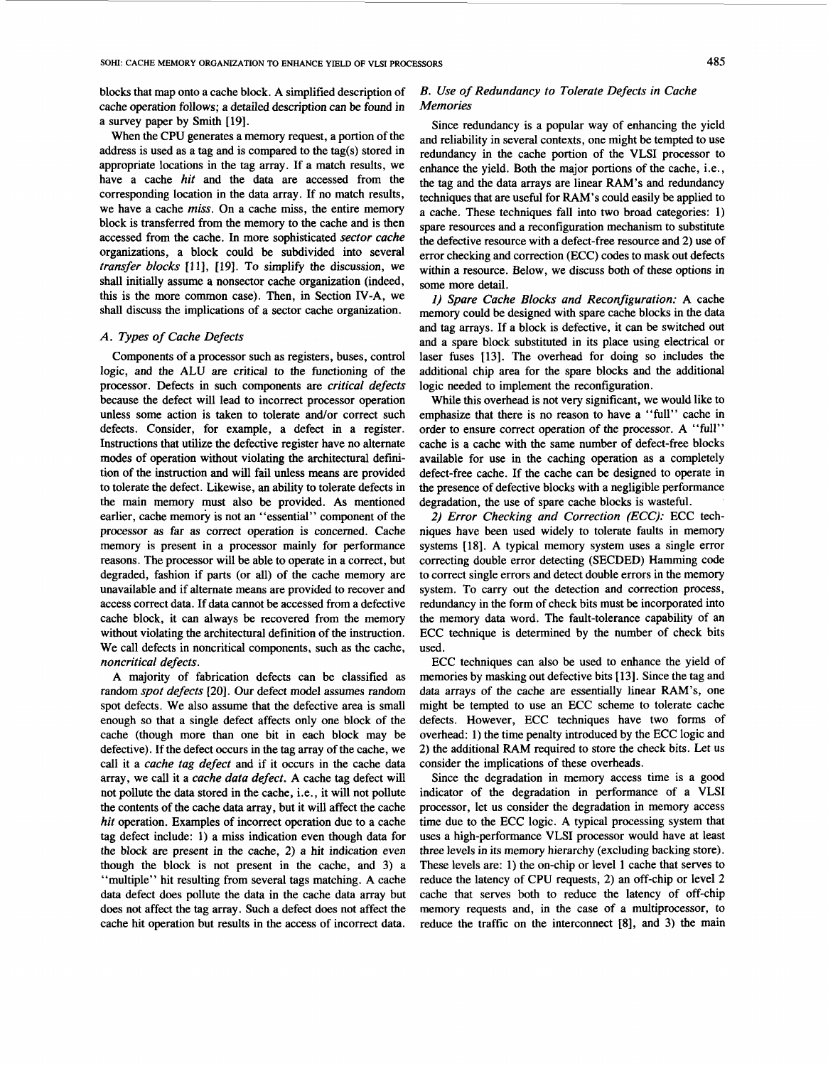blocks that map onto a cache block. A simplified description of cache operation follows; a detailed description can be found in a survey paper by Smith [19].

When the CPU generates a memory request, a portion of the address is used as a tag and is compared to the tag(s) stored in appropriate locations in the tag array. If a match results, we have a cache *hit* and the data are accessed from the corresponding location in the data array. If no match results, we have a cache *miss*. On a cache miss, the entire memory block is transferred from the memory to the cache and is then accessed from the cache. In more sophisticated *sector cache* organizations, a block could be subdivided into several *transfer blocks* [11], [19]. To simplify the discussion, we shall initially assume a nonsector cache organization (indeed, this is the more common case). Then, in Section IV-A, we shall discuss the implications of a sector cache organization.

### *A. Types of Cache Defects*

Components of a processor such as registers, buses, control logic, and the ALU are critical to the functioning of the processor. Defects in such components are *critical defects* because the defect will lead to incorrect processor operation unless some action is taken to tolerate and/or correct such defects. Consider, for example, a defect in a register. Instructions that utilize the defective register have no alternate modes of operation without violating the architectural definition of the instruction and will fail unless means are provided to tolerate the defect. Likewise, an ability to tolerate defects in the main memory must also be provided. As mentioned earlier, cache memory is not an "essential" component of the processor as far as correct operation is concerned. Cache memory is present in a processor mainly for performance reasons. The processor will be able to operate in a correct, but degraded, fashion if parts (or all) of the cache memory are unavailable and if alternate means are provided to recover and access correct data. If data cannot be accessed from a defective cache block, it can always be recovered from the memory without violating the architectural definition of the instruction. We call defects in noncritical components, such as the cache, *noncritical defects*.

A majority of fabrication defects can be classified as random *spot defects* [20]. Our defect model assumes random spot defects. We also assume that the defective area is small enough so that a single defect affects only one block of the cache (though more than one bit in each block may be defective). If the defect occurs in the tag array of the cache, we call it a *cache tag defect* and if it occurs in the cache data array, we call it a *cache data defect*. A cache tag defect will not pollute the data stored in the cache, i.e., it will not pollute the contents of the cache data array, but it will affect the cache *hit* operation. Examples of incorrect operation due to a cache tag defect include: 1) a miss indication even though data for the block are present in the cache, 2) a hit indication even though the block is not present in the cache, and 3) a "multiple" hit resulting from several tags matching. A cache data defect does pollute the data in the cache data array but does not affect the tag array. Such a defect does not affect the cache hit operation but results in the access of incorrect data.

### *B. Use of Redundancy to Tolerate Defects in Cache Memories*

Since redundancy is a popular way of enhancing the yield and reliability in several contexts, one might be tempted to use redundancy in the cache portion of the VLSI processor to enhance the yield. Both the major portions of the cache, i.e., the tag and the data arrays are linear RAM's and redundancy techniques that are useful for RAM's could easily be applied to a cache. These techniques fall into two broad categories: 1) spare resources and a reconfiguration mechanism to substitute the defective resource with a defect-free resource and 2) use of error checking and correction (ECC) codes to mask out defects within a resource. Below, we discuss both of these options in some more detail.

*1) Spare Cache Blocks and Reconfiguration:* A cache memory could be designed with spare cache blocks in the data and tag arrays. If a block is defective, it can be switched out and a spare block substituted in its place using electrical or laser fuses [13]. The overhead for doing so includes the additional chip area for the spare blocks and the additional logic needed to implement the reconfiguration.

While this overhead is not very significant, we would like to emphasize that there is no reason to have a "full" cache in order to ensure correct operation of the processor. A "full" cache is a cache with the same number of defect-free blocks available for use in the caching operation as a completely defect-free cache. If the cache can be designed to operate in the presence of defective blocks with a negligible performance degradation, the use of spare cache blocks is wasteful.

*2) Error Checking and Correction (ECC):* ECC techniques have been used widely to tolerate faults in memory systems [18]. A typical memory system uses a single error correcting double error detecting (SECDED) Hamming code to correct single errors and detect double errors in the memory system. To carry out the detection and correction process, redundancy in the form of check bits must be incorporated into the memory data word. The fault-tolerance capability of an ECC technique is determined by the number of check bits used.

ECC techniques can also be used to enhance the yield of memories by masking out defective bits [13]. Since the tag and data arrays of the cache are essentially linear RAM's, one might be tempted to use an ECC scheme to tolerate cache defects. However, ECC techniques have two forms of overhead: 1) the time penalty introduced by the ECC logic and 2) the additional RAM required to store the check bits. Let us consider the implications of these overheads.

Since the degradation in memory access time is a good indicator of the degradation in performance of a VLSI processor, let us consider the degradation in memory access time due to the ECC logic. A typical processing system that uses a high-performance VLSI processor would have at least three levels in its memory hierarchy (excluding backing store). These levels are: 1) the on-chip or level 1 cache that serves to reduce the latency of CPU requests, 2) an off-chip or level 2 cache that serves both to reduce the latency of off-chip memory requests and, in the case of a multiprocessor, to reduce the traffic on the interconnect [8], and 3) the main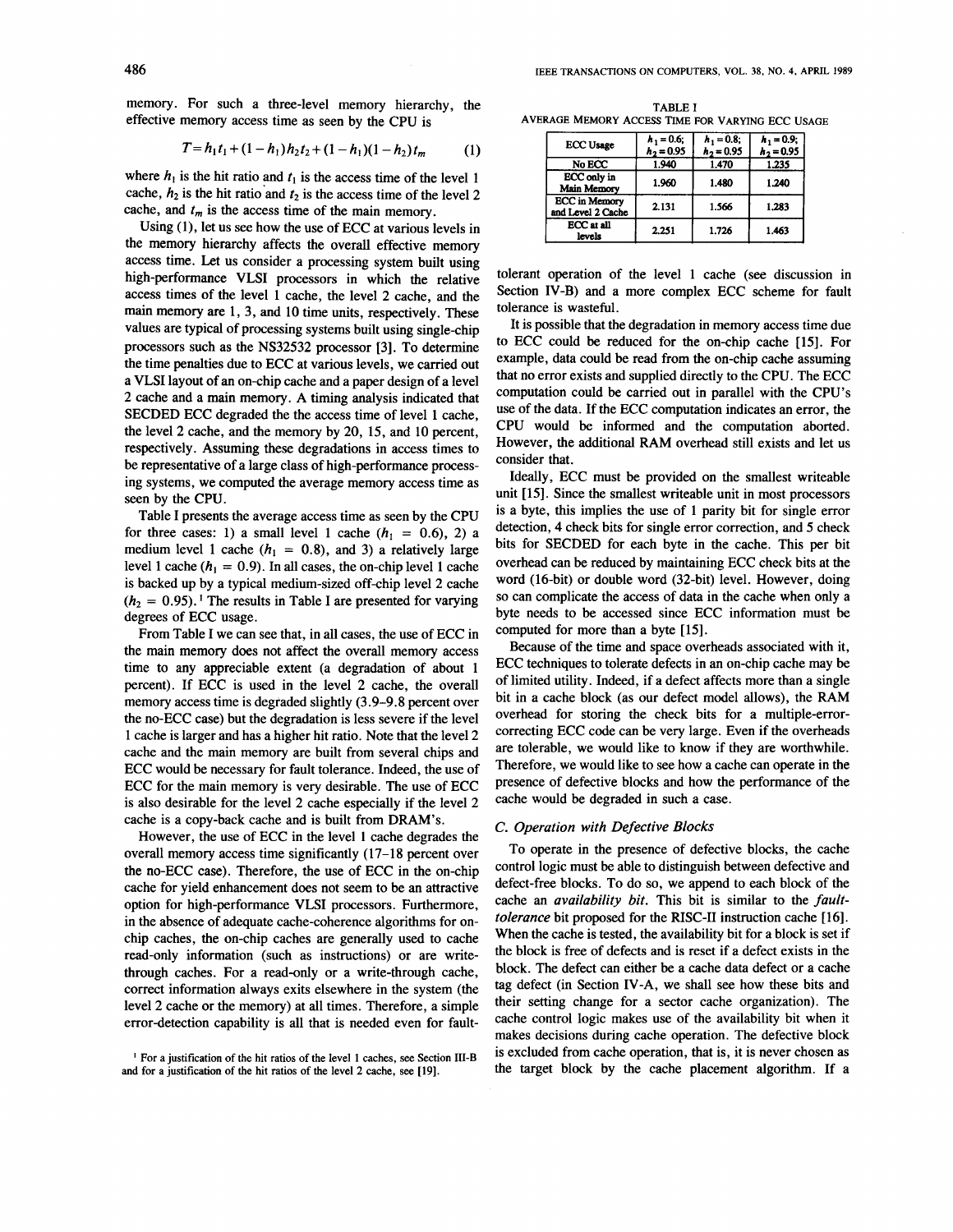memory. For such a three-level memory hierarchy, the effective memory access time as seen by the CPU is

$$T = h_1 t_1 + (1 - h_1) h_2 t_2 + (1 - h_1)(1 - h_2) t_m \quad (1)$$

where $h_1$ is the hit ratio and $t_1$ is the access time of the level 1 cache, $h_2$ is the hit ratio and $t_2$ is the access time of the level 2 cache, and $t_m$ is the access time of the main memory.

Using (1), let us see how the use of ECC at various levels in the memory hierarchy affects the overall effective memory access time. Let us consider a processing system built using high-performance VLSI processors in which the relative access times of the level 1 cache, the level 2 cache, and the main memory are 1, 3, and 10 time units, respectively. These values are typical of processing systems built using single-chip processors such as the NS32532 processor [3]. To determine the time penalties due to ECC at various levels, we carried out a VLSI layout of an on-chip cache and a paper design of a level 2 cache and a main memory. A timing analysis indicated that SECDED ECC degraded the the access time of level 1 cache, the level 2 cache, and the memory by 20, 15, and 10 percent, respectively. Assuming these degradations in access times to be representative of a large class of high-performance processing systems, we computed the average memory access time as seen by the CPU.

Table I presents the average access time as seen by the CPU for three cases: 1) a small level 1 cache ($h_1 = 0.6$), 2) a medium level 1 cache ($h_1 = 0.8$), and 3) a relatively large level 1 cache ($h_1 = 0.9$). In all cases, the on-chip level 1 cache is backed up by a typical medium-sized off-chip level 2 cache ($h_2 = 0.95$).[1] The results in Table I are presented for varying degrees of ECC usage.

TABLE I
AVERAGE MEMORY ACCESS TIME FOR VARYING ECC USAGE

| ECC Usage | $h_1 = 0.6$; $h_2 = 0.95$ | $h_1 = 0.8$; $h_2 = 0.95$ | $h_1 = 0.9$; $h_2 = 0.95$ |
|---|---|---|---|
| No ECC | 1.940 | 1.470 | 1.235 |
| ECC only in Main Memory | 1.960 | 1.480 | 1.240 |
| ECC in Memory and Level 2 Cache | 2.131 | 1.566 | 1.283 |
| ECC at all levels | 2.251 | 1.726 | 1.463 |

From Table I we can see that, in all cases, the use of ECC in the main memory does not affect the overall memory access time to any appreciable extent (a degradation of about 1 percent). If ECC is used in the level 2 cache, the overall memory access time is degraded slightly (3.9–9.8 percent over the no-ECC case) but the degradation is less severe if the level 1 cache is larger and has a higher hit ratio. Note that the level 2 cache and the main memory are built from several chips and ECC would be necessary for fault tolerance. Indeed, the use of ECC for the main memory is very desirable. The use of ECC is also desirable for the level 2 cache especially if the level 2 cache is a copy-back cache and is built from DRAM's.

However, the use of ECC in the level 1 cache degrades the overall memory access time significantly (17–18 percent over the no-ECC case). Therefore, the use of ECC in the on-chip cache for yield enhancement does not seem to be an attractive option for high-performance VLSI processors. Furthermore, in the absence of adequate cache-coherence algorithms for on-chip caches, the on-chip caches are generally used to cache read-only information (such as instructions) or are write-through caches. For a read-only or a write-through cache, correct information always exits elsewhere in the system (the level 2 cache or the memory) at all times. Therefore, a simple error-detection capability is all that is needed even for fault-tolerant operation of the level 1 cache (see discussion in Section IV-B) and a more complex ECC scheme for fault tolerance is wasteful.

It is possible that the degradation in memory access time due to ECC could be reduced for the on-chip cache [15]. For example, data could be read from the on-chip cache assuming that no error exists and supplied directly to the CPU. The ECC computation could be carried out in parallel with the CPU's use of the data. If the ECC computation indicates an error, the CPU would be informed and the computation aborted. However, the additional RAM overhead still exists and let us consider that.

Ideally, ECC must be provided on the smallest writeable unit [15]. Since the smallest writeable unit in most processors is a byte, this implies the use of 1 parity bit for single error detection, 4 check bits for single error correction, and 5 check bits for SECDED for each byte in the cache. This per bit overhead can be reduced by maintaining ECC check bits at the word (16-bit) or double word (32-bit) level. However, doing so can complicate the access of data in the cache when only a byte needs to be accessed since ECC information must be computed for more than a byte [15].

Because of the time and space overheads associated with it, ECC techniques to tolerate defects in an on-chip cache may be of limited utility. Indeed, if a defect affects more than a single bit in a cache block (as our defect model allows), the RAM overhead for storing the check bits for a multiple-error-correcting ECC code can be very large. Even if the overheads are tolerable, we would like to know if they are worthwhile. Therefore, we would like to see how a cache can operate in the presence of defective blocks and how the performance of the cache would be degraded in such a case.

### C. Operation with Defective Blocks

To operate in the presence of defective blocks, the cache control logic must be able to distinguish between defective and defect-free blocks. To do so, we append to each block of the cache an *availability bit*. This bit is similar to the *fault-tolerance* bit proposed for the RISC-II instruction cache [16]. When the cache is tested, the availability bit for a block is set if the block is free of defects and is reset if a defect exists in the block. The defect can either be a cache data defect or a cache tag defect (in Section IV-A, we shall see how these bits and their setting change for a sector cache organization). The cache control logic makes use of the availability bit when it makes decisions during cache operation. The defective block is excluded from cache operation, that is, it is never chosen as the target block by the cache placement algorithm. If a

[1] For a justification of the hit ratios of the level 1 caches, see Section III-B and for a justification of the hit ratios of the level 2 cache, see [19].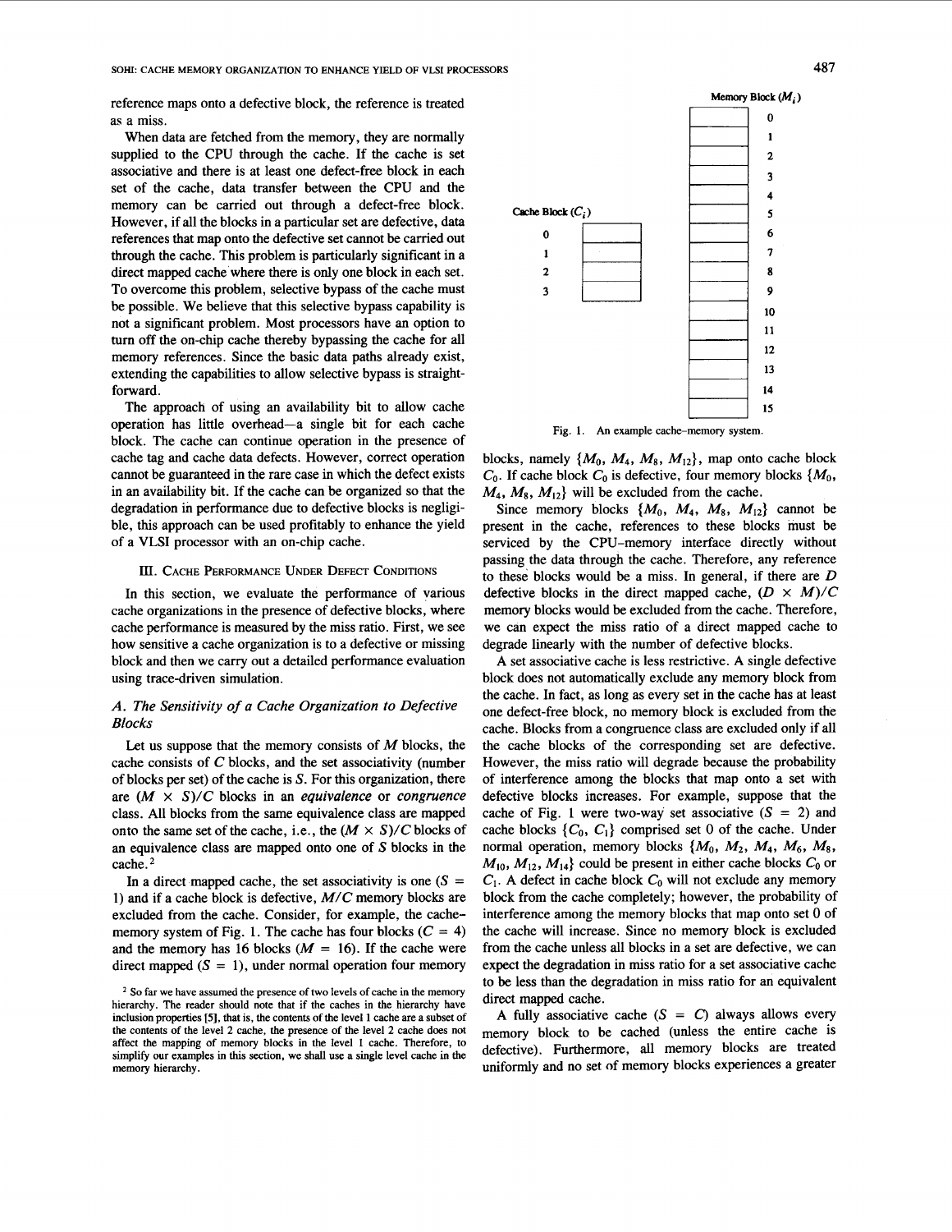reference maps onto a defective block, the reference is treated as a miss.

When data are fetched from the memory, they are normally supplied to the CPU through the cache. If the cache is set associative and there is at least one defect-free block in each set of the cache, data transfer between the CPU and the memory can be carried out through a defect-free block. However, if all the blocks in a particular set are defective, data references that map onto the defective set cannot be carried out through the cache. This problem is particularly significant in a direct mapped cache where there is only one block in each set. To overcome this problem, selective bypass of the cache must be possible. We believe that this selective bypass capability is not a significant problem. Most processors have an option to turn off the on-chip cache thereby bypassing the cache for all memory references. Since the basic data paths already exist, extending the capabilities to allow selective bypass is straightforward.

The approach of using an availability bit to allow cache operation has little overhead—a single bit for each cache block. The cache can continue operation in the presence of cache tag and cache data defects. However, correct operation cannot be guaranteed in the rare case in which the defect exists in an availability bit. If the cache can be organized so that the degradation in performance due to defective blocks is negligible, this approach can be used profitably to enhance the yield of a VLSI processor with an on-chip cache.

## III. Cache Performance Under Defect Conditions

In this section, we evaluate the performance of various cache organizations in the presence of defective blocks, where cache performance is measured by the miss ratio. First, we see how sensitive a cache organization is to a defective or missing block and then we carry out a detailed performance evaluation using trace-driven simulation.

### A. The Sensitivity of a Cache Organization to Defective Blocks

Let us suppose that the memory consists of $M$ blocks, the cache consists of $C$ blocks, and the set associativity (number of blocks per set) of the cache is $S$. For this organization, there are $(M \times S)/C$ blocks in an *equivalence* or *congruence* class. All blocks from the same equivalence class are mapped onto the same set of the cache, i.e., the $(M \times S)/C$ blocks of an equivalence class are mapped onto one of $S$ blocks in the cache.[2]

In a direct mapped cache, the set associativity is one ($S = 1$) and if a cache block is defective, $M/C$ memory blocks are excluded from the cache. Consider, for example, the cache–memory system of Fig. 1. The cache has four blocks ($C = 4$) and the memory has 16 blocks ($M = 16$). If the cache were direct mapped ($S = 1$), under normal operation four memory blocks, namely $\{M_0, M_4, M_8, M_{12}\}$, map onto cache block $C_0$. If cache block $C_0$ is defective, four memory blocks $\{M_0, M_4, M_8, M_{12}\}$ will be excluded from the cache.

Memory Block ($M_i$)
0
1
2
3
4
5
6
7
8
9
10
11
12
13
14
15

Cache Block ($C_i$)
0
1
2
3

Fig. 1. An example cache–memory system.

Since memory blocks $\{M_0, M_4, M_8, M_{12}\}$ cannot be present in the cache, references to these blocks must be serviced by the CPU–memory interface directly without passing the data through the cache. Therefore, any reference to these blocks would be a miss. In general, if there are $D$ defective blocks in the direct mapped cache, $(D \times M)/C$ memory blocks would be excluded from the cache. Therefore, we can expect the miss ratio of a direct mapped cache to degrade linearly with the number of defective blocks.

A set associative cache is less restrictive. A single defective block does not automatically exclude any memory block from the cache. In fact, as long as every set in the cache has at least one defect-free block, no memory block is excluded from the cache. Blocks from a congruence class are excluded only if all the cache blocks of the corresponding set are defective. However, the miss ratio will degrade because the probability of interference among the blocks that map onto a set with defective blocks increases. For example, suppose that the cache of Fig. 1 were two-way set associative ($S = 2$) and cache blocks $\{C_0, C_1\}$ comprised set 0 of the cache. Under normal operation, memory blocks $\{M_0, M_2, M_4, M_6, M_8, M_{10}, M_{12}, M_{14}\}$ could be present in either cache blocks $C_0$ or $C_1$. A defect in cache block $C_0$ will not exclude any memory block from the cache completely; however, the probability of interference among the memory blocks that map onto set 0 of the cache will increase. Since no memory block is excluded from the cache unless all blocks in a set are defective, we can expect the degradation in miss ratio for a set associative cache to be less than the degradation in miss ratio for an equivalent direct mapped cache.

A fully associative cache ($S = C$) always allows every memory block to be cached (unless the entire cache is defective). Furthermore, all memory blocks are treated uniformly and no set of memory blocks experiences a greater

[2] So far we have assumed the presence of two levels of cache in the memory hierarchy. The reader should note that if the caches in the hierarchy have inclusion properties [5], that is, the contents of the level 1 cache are a subset of the contents of the level 2 cache, the presence of the level 2 cache does not affect the mapping of memory blocks in the level 1 cache. Therefore, to simplify our examples in this section, we shall use a single level cache in the memory hierarchy.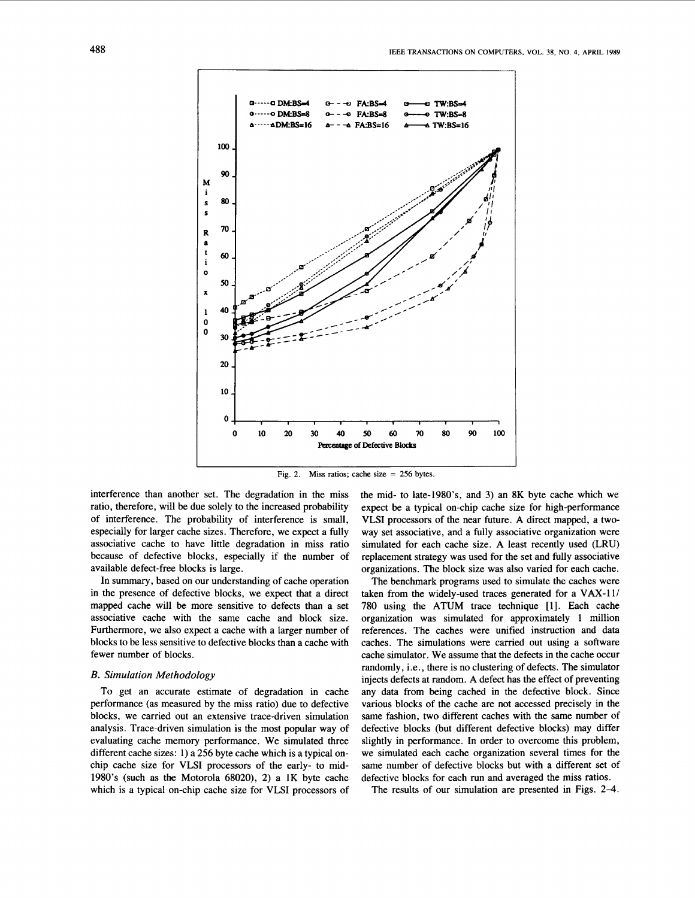DM:BS=4
DM:BS=8
DM:BS=16
FA:BS=4
FA:BS=8
FA:BS=16
TW:BS=4
TW:BS=8
TW:BS=16

Miss Ratio x 100

0
10
20
30
40
50
60
70
80
90
100

Percentage of Defective Blocks

0
10
20
30
40
50
60
70
80
90
100

Fig. 2. Miss ratios; cache size = 256 bytes.

interference than another set. The degradation in the miss ratio, therefore, will be due solely to the increased probability of interference. The probability of interference is small, especially for larger cache sizes. Therefore, we expect a fully associative cache to have little degradation in miss ratio because of defective blocks, especially if the number of available defect-free blocks is large.

In summary, based on our understanding of cache operation in the presence of defective blocks, we expect that a direct mapped cache will be more sensitive to defects than a set associative cache with the same cache and block size. Furthermore, we also expect a cache with a larger number of blocks to be less sensitive to defective blocks than a cache with fewer number of blocks.

### *B. Simulation Methodology*

To get an accurate estimate of degradation in cache performance (as measured by the miss ratio) due to defective blocks, we carried out an extensive trace-driven simulation analysis. Trace-driven simulation is the most popular way of evaluating cache memory performance. We simulated three different cache sizes: 1) a 256 byte cache which is a typical on-chip cache size for VLSI processors of the early- to mid-1980's (such as the Motorola 68020), 2) a 1K byte cache which is a typical on-chip cache size for VLSI processors of the mid- to late-1980's, and 3) an 8K byte cache which we expect be a typical on-chip cache size for high-performance VLSI processors of the near future. A direct mapped, a two-way set associative, and a fully associative organization were simulated for each cache size. A least recently used (LRU) replacement strategy was used for the set and fully associative organizations. The block size was also varied for each cache.

The benchmark programs used to simulate the caches were taken from the widely-used traces generated for a VAX-11/780 using the ATUM trace technique [1]. Each cache organization was simulated for approximately 1 million references. The caches were unified instruction and data caches. The simulations were carried out using a software cache simulator. We assume that the defects in the cache occur randomly, i.e., there is no clustering of defects. The simulator injects defects at random. A defect has the effect of preventing any data from being cached in the defective block. Since various blocks of the cache are not accessed precisely in the same fashion, two different caches with the same number of defective blocks (but different defective blocks) may differ slightly in performance. In order to overcome this problem, we simulated each cache organization several times for the same number of defective blocks but with a different set of defective blocks for each run and averaged the miss ratios.

The results of our simulation are presented in Figs. 2–4.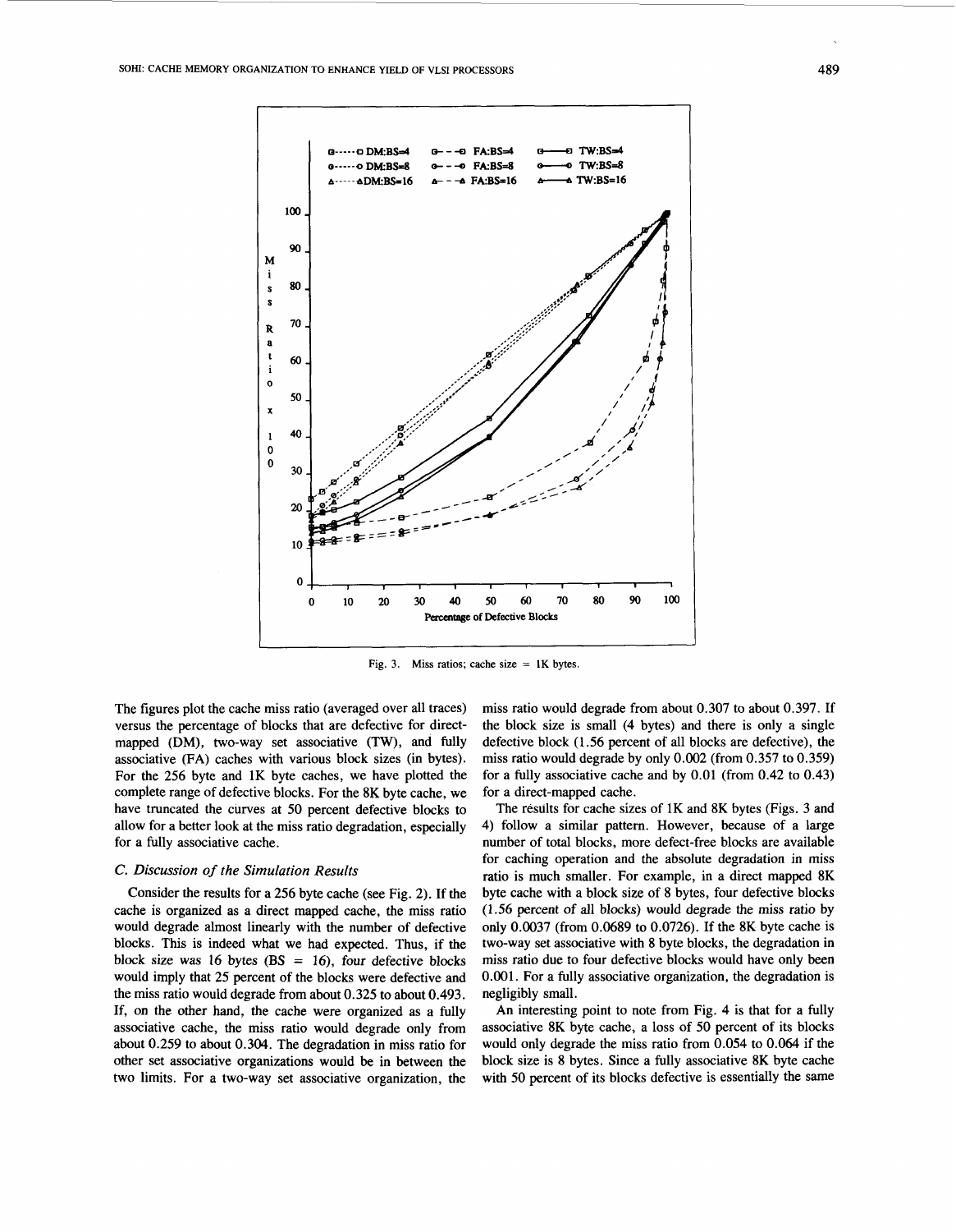Fig. 3. Miss ratios; cache size = 1K bytes.

The figures plot the cache miss ratio (averaged over all traces) versus the percentage of blocks that are defective for direct-mapped (DM), two-way set associative (TW), and fully associative (FA) caches with various block sizes (in bytes). For the 256 byte and 1K byte caches, we have plotted the complete range of defective blocks. For the 8K byte cache, we have truncated the curves at 50 percent defective blocks to allow for a better look at the miss ratio degradation, especially for a fully associative cache.

### C. Discussion of the Simulation Results

Consider the results for a 256 byte cache (see Fig. 2). If the cache is organized as a direct mapped cache, the miss ratio would degrade almost linearly with the number of defective blocks. This is indeed what we had expected. Thus, if the block size was 16 bytes (BS = 16), four defective blocks would imply that 25 percent of the blocks were defective and the miss ratio would degrade from about 0.325 to about 0.493. If, on the other hand, the cache were organized as a fully associative cache, the miss ratio would degrade only from about 0.259 to about 0.304. The degradation in miss ratio for other set associative organizations would be in between the two limits. For a two-way set associative organization, the miss ratio would degrade from about 0.307 to about 0.397. If the block size is small (4 bytes) and there is only a single defective block (1.56 percent of all blocks are defective), the miss ratio would degrade by only 0.002 (from 0.357 to 0.359) for a fully associative cache and by 0.01 (from 0.42 to 0.43) for a direct-mapped cache.

The results for cache sizes of 1K and 8K bytes (Figs. 3 and 4) follow a similar pattern. However, because of a large number of total blocks, more defect-free blocks are available for caching operation and the absolute degradation in miss ratio is much smaller. For example, in a direct mapped 8K byte cache with a block size of 8 bytes, four defective blocks (1.56 percent of all blocks) would degrade the miss ratio by only 0.0037 (from 0.0689 to 0.0726). If the 8K byte cache is two-way set associative with 8 byte blocks, the degradation in miss ratio due to four defective blocks would have only been 0.001. For a fully associative organization, the degradation is negligibly small.

An interesting point to note from Fig. 4 is that for a fully associative 8K byte cache, a loss of 50 percent of its blocks would only degrade the miss ratio from 0.054 to 0.064 if the block size is 8 bytes. Since a fully associative 8K byte cache with 50 percent of its blocks defective is essentially the same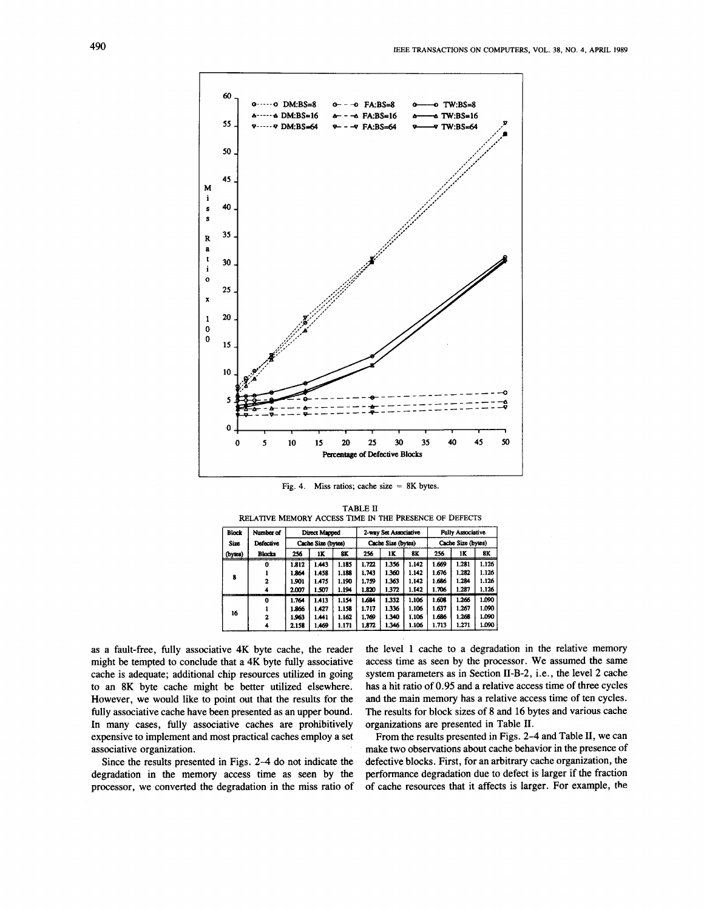Fig. 4. Miss ratios; cache size = 8K bytes.

TABLE II
RELATIVE MEMORY ACCESS TIME IN THE PRESENCE OF DEFECTS

| Block Size (bytes) | Number of Defective Blocks | Direct Mapped Cache Size (bytes) | | | 2-way Set Associative Cache Size (bytes) | | | Fully Associative Cache Size (bytes) | | |
|---|---|---|---|---|---|---|---|---|---|---|
| | | 256 | 1K | 8K | 256 | 1K | 8K | 256 | 1K | 8K |
| 8 | 0 | 1.812 | 1.443 | 1.185 | 1.722 | 1.356 | 1.142 | 1.669 | 1.281 | 1.126 |
| | 1 | 1.864 | 1.458 | 1.188 | 1.743 | 1.360 | 1.142 | 1.676 | 1.282 | 1.126 |
| | 2 | 1.901 | 1.475 | 1.190 | 1.759 | 1.363 | 1.142 | 1.686 | 1.284 | 1.126 |
| | 4 | 2.007 | 1.507 | 1.194 | 1.820 | 1.372 | 1.142 | 1.706 | 1.287 | 1.126 |
| 16 | 0 | 1.764 | 1.413 | 1.154 | 1.684 | 1.332 | 1.106 | 1.608 | 1.266 | 1.090 |
| | 1 | 1.866 | 1.427 | 1.158 | 1.717 | 1.336 | 1.106 | 1.637 | 1.267 | 1.090 |
| | 2 | 1.963 | 1.441 | 1.162 | 1.769 | 1.340 | 1.106 | 1.686 | 1.268 | 1.090 |
| | 4 | 2.158 | 1.469 | 1.171 | 1.872 | 1.346 | 1.106 | 1.713 | 1.271 | 1.090 |

as a fault-free, fully associative 4K byte cache, the reader might be tempted to conclude that a 4K byte fully associative cache is adequate; additional chip resources utilized in going to an 8K byte cache might be better utilized elsewhere. However, we would like to point out that the results for the fully associative cache have been presented as an upper bound. In many cases, fully associative caches are prohibitively expensive to implement and most practical caches employ a set associative organization.

Since the results presented in Figs. 2–4 do not indicate the degradation in the memory access time as seen by the processor, we converted the degradation in the miss ratio of the level 1 cache to a degradation in the relative memory access time as seen by the processor. We assumed the same system parameters as in Section II-B-2, i.e., the level 2 cache has a hit ratio of 0.95 and a relative access time of three cycles and the main memory has a relative access time of ten cycles. The results for block sizes of 8 and 16 bytes and various cache organizations are presented in Table II.

From the results presented in Figs. 2–4 and Table II, we can make two observations about cache behavior in the presence of defective blocks. First, for an arbitrary cache organization, the performance degradation due to defect is larger if the fraction of cache resources that it affects is larger. For example, the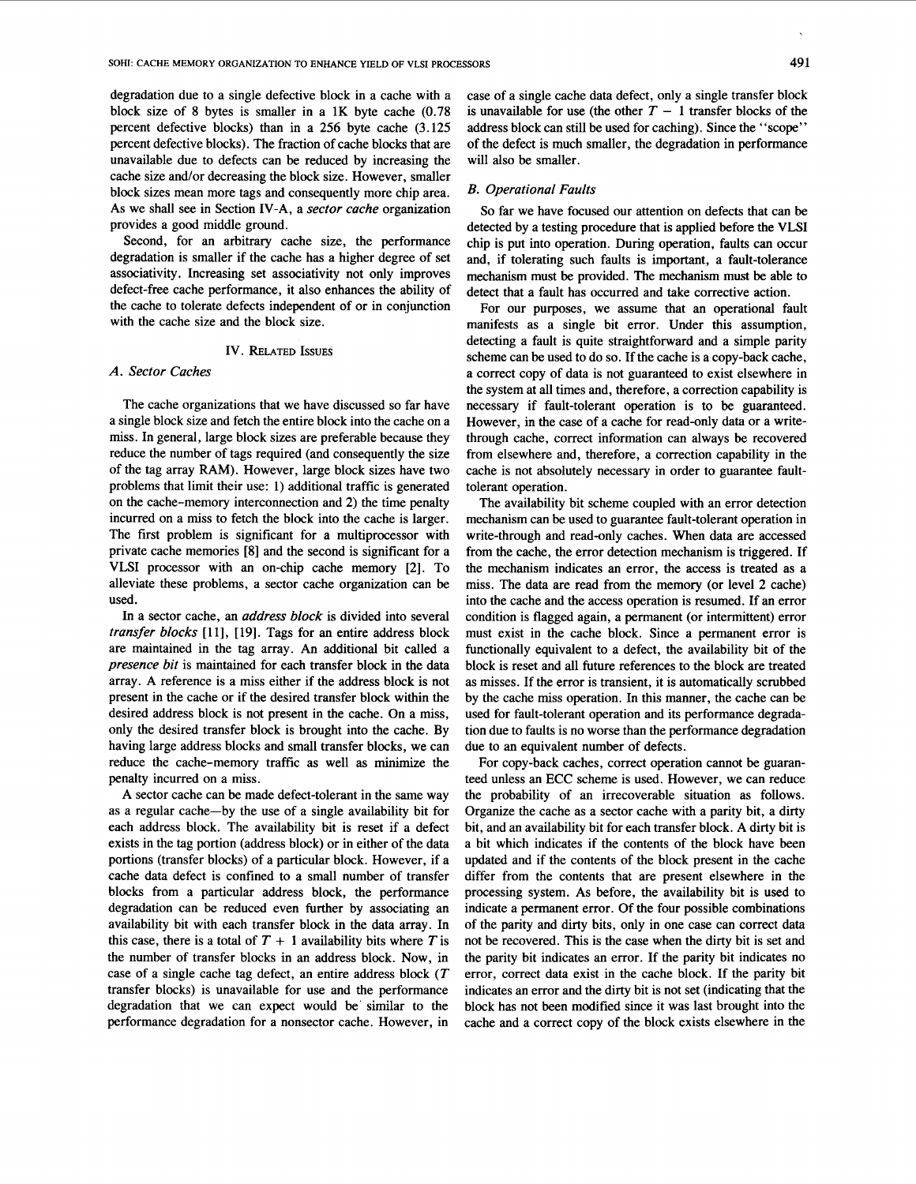degradation due to a single defective block in a cache with a block size of 8 bytes is smaller in a 1K byte cache (0.78 percent defective blocks) than in a 256 byte cache (3.125 percent defective blocks). The fraction of cache blocks that are unavailable due to defects can be reduced by increasing the cache size and/or decreasing the block size. However, smaller block sizes mean more tags and consequently more chip area. As we shall see in Section IV-A, a *sector cache* organization provides a good middle ground.

Second, for an arbitrary cache size, the performance degradation is smaller if the cache has a higher degree of set associativity. Increasing set associativity not only improves defect-free cache performance, it also enhances the ability of the cache to tolerate defects independent of or in conjunction with the cache size and the block size.

## IV. Related Issues

### A. Sector Caches

The cache organizations that we have discussed so far have a single block size and fetch the entire block into the cache on a miss. In general, large block sizes are preferable because they reduce the number of tags required (and consequently the size of the tag array RAM). However, large block sizes have two problems that limit their use: 1) additional traffic is generated on the cache–memory interconnection and 2) the time penalty incurred on a miss to fetch the block into the cache is larger. The first problem is significant for a multiprocessor with private cache memories [8] and the second is significant for a VLSI processor with an on-chip cache memory [2]. To alleviate these problems, a sector cache organization can be used.

In a sector cache, an *address block* is divided into several *transfer blocks* [11], [19]. Tags for an entire address block are maintained in the tag array. An additional bit called a *presence bit* is maintained for each transfer block in the data array. A reference is a miss either if the address block is not present in the cache or if the desired transfer block within the desired address block is not present in the cache. On a miss, only the desired transfer block is brought into the cache. By having large address blocks and small transfer blocks, we can reduce the cache–memory traffic as well as minimize the penalty incurred on a miss.

A sector cache can be made defect-tolerant in the same way as a regular cache—by the use of a single availability bit for each address block. The availability bit is reset if a defect exists in the tag portion (address block) or in either of the data portions (transfer blocks) of a particular block. However, if a cache data defect is confined to a small number of transfer blocks from a particular address block, the performance degradation can be reduced even further by associating an availability bit with each transfer block in the data array. In this case, there is a total of $T + 1$ availability bits where $T$ is the number of transfer blocks in an address block. Now, in case of a single cache tag defect, an entire address block ($T$ transfer blocks) is unavailable for use and the performance degradation that we can expect would be similar to the performance degradation for a nonsector cache. However, in case of a single cache data defect, only a single transfer block is unavailable for use (the other $T - 1$ transfer blocks of the address block can still be used for caching). Since the "scope" of the defect is much smaller, the degradation in performance will also be smaller.

### B. Operational Faults

So far we have focused our attention on defects that can be detected by a testing procedure that is applied before the VLSI chip is put into operation. During operation, faults can occur and, if tolerating such faults is important, a fault-tolerance mechanism must be provided. The mechanism must be able to detect that a fault has occurred and take corrective action.

For our purposes, we assume that an operational fault manifests as a single bit error. Under this assumption, detecting a fault is quite straightforward and a simple parity scheme can be used to do so. If the cache is a copy-back cache, a correct copy of data is not guaranteed to exist elsewhere in the system at all times and, therefore, a correction capability is necessary if fault-tolerant operation is to be guaranteed. However, in the case of a cache for read-only data or a write-through cache, correct information can always be recovered from elsewhere and, therefore, a correction capability in the cache is not absolutely necessary in order to guarantee fault-tolerant operation.

The availability bit scheme coupled with an error detection mechanism can be used to guarantee fault-tolerant operation in write-through and read-only caches. When data are accessed from the cache, the error detection mechanism is triggered. If the mechanism indicates an error, the access is treated as a miss. The data are read from the memory (or level 2 cache) into the cache and the access operation is resumed. If an error condition is flagged again, a permanent (or intermittent) error must exist in the cache block. Since a permanent error is functionally equivalent to a defect, the availability bit of the block is reset and all future references to the block are treated as misses. If the error is transient, it is automatically scrubbed by the cache miss operation. In this manner, the cache can be used for fault-tolerant operation and its performance degradation due to faults is no worse than the performance degradation due to an equivalent number of defects.

For copy-back caches, correct operation cannot be guaranteed unless an ECC scheme is used. However, we can reduce the probability of an irrecoverable situation as follows. Organize the cache as a sector cache with a parity bit, a dirty bit, and an availability bit for each transfer block. A dirty bit is a bit which indicates if the contents of the block have been updated and if the contents of the block present in the cache differ from the contents that are present elsewhere in the processing system. As before, the availability bit is used to indicate a permanent error. Of the four possible combinations of the parity and dirty bits, only in one case can correct data not be recovered. This is the case when the dirty bit is set and the parity bit indicates an error. If the parity bit indicates no error, correct data exist in the cache block. If the parity bit indicates an error and the dirty bit is not set (indicating that the block has not been modified since it was last brought into the cache and a correct copy of the block exists elsewhere in the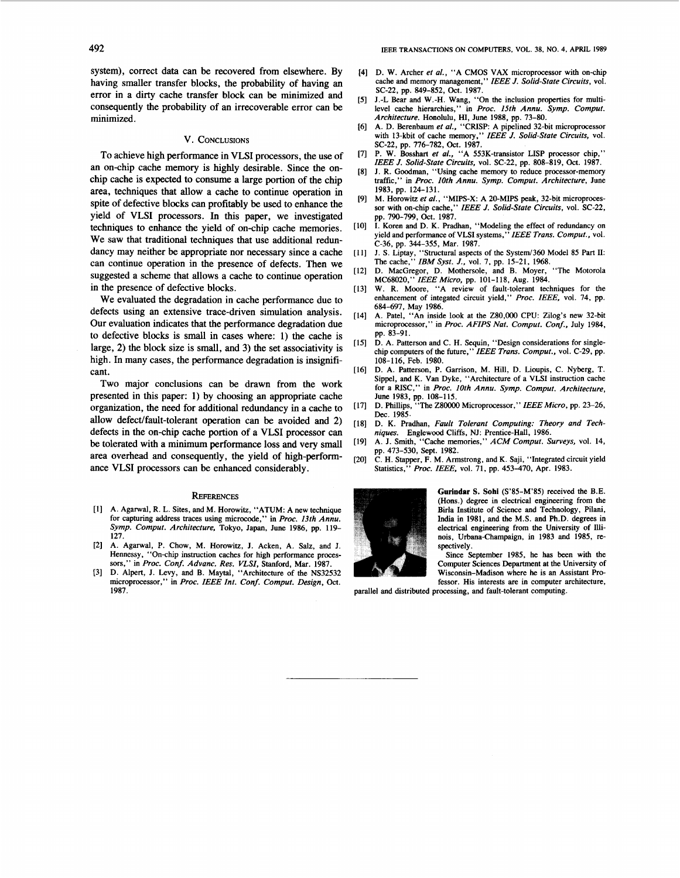system), correct data can be recovered from elsewhere. By having smaller transfer blocks, the probability of having an error in a dirty cache transfer block can be minimized and consequently the probability of an irrecoverable error can be minimized.

## V. Conclusions

To achieve high performance in VLSI processors, the use of an on-chip cache memory is highly desirable. Since the on-chip cache is expected to consume a large portion of the chip area, techniques that allow a cache to continue operation in spite of defective blocks can profitably be used to enhance the yield of VLSI processors. In this paper, we investigated techniques to enhance the yield of on-chip cache memories. We saw that traditional techniques that use additional redundancy may neither be appropriate nor necessary since a cache can continue operation in the presence of defects. Then we suggested a scheme that allows a cache to continue operation in the presence of defective blocks.

We evaluated the degradation in cache performance due to defects using an extensive trace-driven simulation analysis. Our evaluation indicates that the performance degradation due to defective blocks is small in cases where: 1) the cache is large, 2) the block size is small, and 3) the set associativity is high. In many cases, the performance degradation is insignificant.

Two major conclusions can be drawn from the work presented in this paper: 1) by choosing an appropriate cache organization, the need for additional redundancy in a cache to allow defect/fault-tolerant operation can be avoided and 2) defects in the on-chip cache portion of a VLSI processor can be tolerated with a minimum performance loss and very small area overhead and consequently, the yield of high-performance VLSI processors can be enhanced considerably.

## References

[1] A. Agarwal, R. L. Sites, and M. Horowitz, "ATUM: A new technique for capturing address traces using microcode," in *Proc. 13th Annu. Symp. Comput. Architecture,* Tokyo, Japan, June 1986, pp. 119–127.

[2] A. Agarwal, P. Chow, M. Horowitz, J. Acken, A. Salz, and J. Hennessy, "On-chip instruction caches for high performance processors," in *Proc. Conf. Advanc. Res. VLSI,* Stanford, Mar. 1987.

[3] D. Alpert, J. Levy, and B. Maytal, "Architecture of the NS32532 microprocessor," in *Proc. IEEE Int. Conf. Comput. Design,* Oct. 1987.

[4] D. W. Archer *et al.*, "A CMOS VAX microprocessor with on-chip cache and memory management," *IEEE J. Solid-State Circuits,* vol. SC-22, pp. 849–852, Oct. 1987.

[5] J.-L Bear and W.-H. Wang, "On the inclusion properties for multi-level cache hierarchies," in *Proc. 15th Annu. Symp. Comput. Architecture.* Honolulu, HI, June 1988, pp. 73–80.

[6] A. D. Berenbaum *et al.*, "CRISP: A pipelined 32-bit microprocessor with 13-kbit of cache memory," *IEEE J. Solid-State Circuits,* vol. SC-22, pp. 776–782, Oct. 1987.

[7] P. W. Bosshart *et al.*, "A 553K-transistor LISP processor chip," *IEEE J. Solid-State Circuits,* vol. SC-22, pp. 808–819, Oct. 1987.

[8] J. R. Goodman, "Using cache memory to reduce processor-memory traffic," in *Proc. 10th Annu. Symp. Comput. Architecture,* June 1983, pp. 124–131.

[9] M. Horowitz *et al.*, "MIPS-X: A 20-MIPS peak, 32-bit microprocessor with on-chip cache," *IEEE J. Solid-State Circuits,* vol. SC-22, pp. 790–799, Oct. 1987.

[10] I. Koren and D. K. Pradhan, "Modeling the effect of redundancy on yield and performance of VLSI systems," *IEEE Trans. Comput.,* vol. C-36, pp. 344–355, Mar. 1987.

[11] J. S. Liptay, "Structural aspects of the System/360 Model 85 Part II: The cache," *IBM Syst. J.,* vol. 7, pp. 15–21, 1968.

[12] D. MacGregor, D. Mothersole, and B. Moyer, "The Motorola MC68020," *IEEE Micro,* pp. 101–118, Aug. 1984.

[13] W. R. Moore, "A review of fault-tolerant techniques for the enhancement of integated circuit yield," *Proc. IEEE,* vol. 74, pp. 684–697, May 1986.

[14] A. Patel, "An inside look at the Z80,000 CPU: Zilog's new 32-bit microprocessor," in *Proc. AFIPS Nat. Comput. Conf.,* July 1984, pp. 83–91.

[15] D. A. Patterson and C. H. Sequin, "Design considerations for single-chip computers of the future," *IEEE Trans. Comput.,* vol. C-29, pp. 108–116, Feb. 1980.

[16] D. A. Patterson, P. Garrison, M. Hill, D. Lioupis, C. Nyberg, T. Sippel, and K. Van Dyke, "Architecture of a VLSI instruction cache for a RISC," in *Proc. 10th Annu. Symp. Comput. Architecture,* June 1983, pp. 108–115.

[17] D. Phillips, "The Z80000 Microprocessor," *IEEE Micro,* pp. 23–26, Dec. 1985.

[18] D. K. Pradhan, *Fault Tolerant Computing: Theory and Techniques.* Englewood Cliffs, NJ: Prentice-Hall, 1986.

[19] A. J. Smith, "Cache memories," *ACM Comput. Surveys,* vol. 14, pp. 473–530, Sept. 1982.

[20] C. H. Stapper, F. M. Armstrong, and K. Saji, "Integrated circuit yield Statistics," *Proc. IEEE,* vol. 71, pp. 453–470, Apr. 1983.

**Gurindar S. Sohi** (S'85–M'85) received the B.E. (Hons.) degree in electrical engineering from the Birla Institute of Science and Technology, Pilani, India in 1981, and the M.S. and Ph.D. degrees in electrical engineering from the University of Illinois, Urbana-Champaign, in 1983 and 1985, respectively.

Since September 1985, he has been with the Computer Sciences Department at the University of Wisconsin–Madison where he is an Assistant Professor. His interests are in computer architecture, parallel and distributed processing, and fault-tolerant computing.